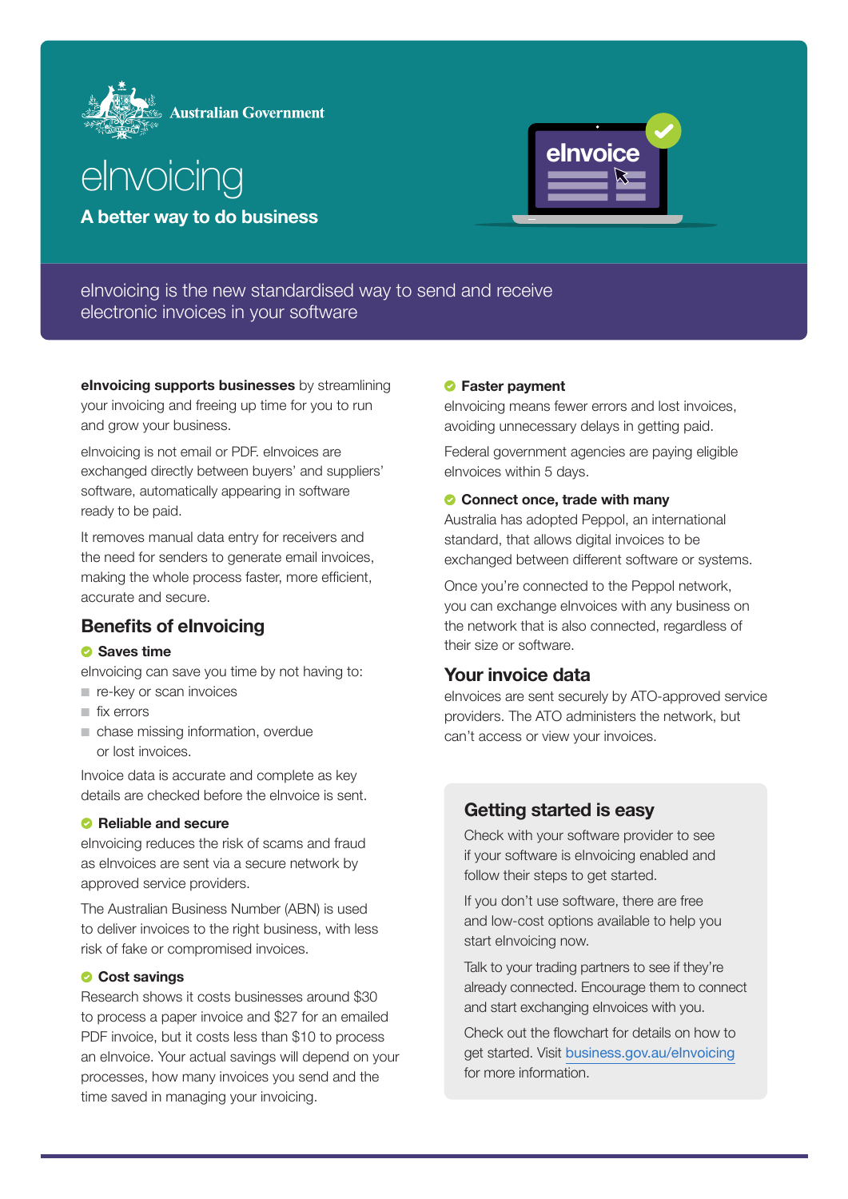Australian Government

# eInvoicing

**A better way to do business**

eInvoicing is the new standardised way to send and receive electronic invoices in your software

**eInvoicing supports businesses** by streamlining your invoicing and freeing up time for you to run and grow your business.

eInvoicing is not email or PDF. eInvoices are exchanged directly between buyers' and suppliers' software, automatically appearing in software ready to be paid.

It removes manual data entry for receivers and the need for senders to generate email invoices, making the whole process faster, more efficient, accurate and secure.

## Benefits of eInvoicing

### Saves time

eInvoicing can save you time by not having to:

- re-key or scan invoices
- fix errors
- chase missing information, overdue or lost invoices.

Invoice data is accurate and complete as key details are checked before the eInvoice is sent.

### Reliable and secure

eInvoicing reduces the risk of scams and fraud as eInvoices are sent via a secure network by approved service providers.

The Australian Business Number (ABN) is used to deliver invoices to the right business, with less risk of fake or compromised invoices.

### Cost savings

Research shows it costs businesses around $30 to process a paper invoice and $27 for an emailed PDF invoice, but it costs less than $10 to process an eInvoice. Your actual savings will depend on your processes, how many invoices you send and the time saved in managing your invoicing.

### Faster payment

eInvoicing means fewer errors and lost invoices, avoiding unnecessary delays in getting paid.

Federal government agencies are paying eligible eInvoices within 5 days.

### Connect once, trade with many

Australia has adopted Peppol, an international standard, that allows digital invoices to be exchanged between different software or systems.

Once you're connected to the Peppol network, you can exchange eInvoices with any business on the network that is also connected, regardless of their size or software.

## Your invoice data

eInvoices are sent securely by ATO-approved service providers. The ATO administers the network, but can't access or view your invoices.

## Getting started is easy

Check with your software provider to see if your software is eInvoicing enabled and follow their steps to get started.

If you don't use software, there are free and low-cost options available to help you start eInvoicing now.

Talk to your trading partners to see if they're already connected. Encourage them to connect and start exchanging eInvoices with you.

Check out the flowchart for details on how to get started. Visit business.gov.au/eInvoicing for more information.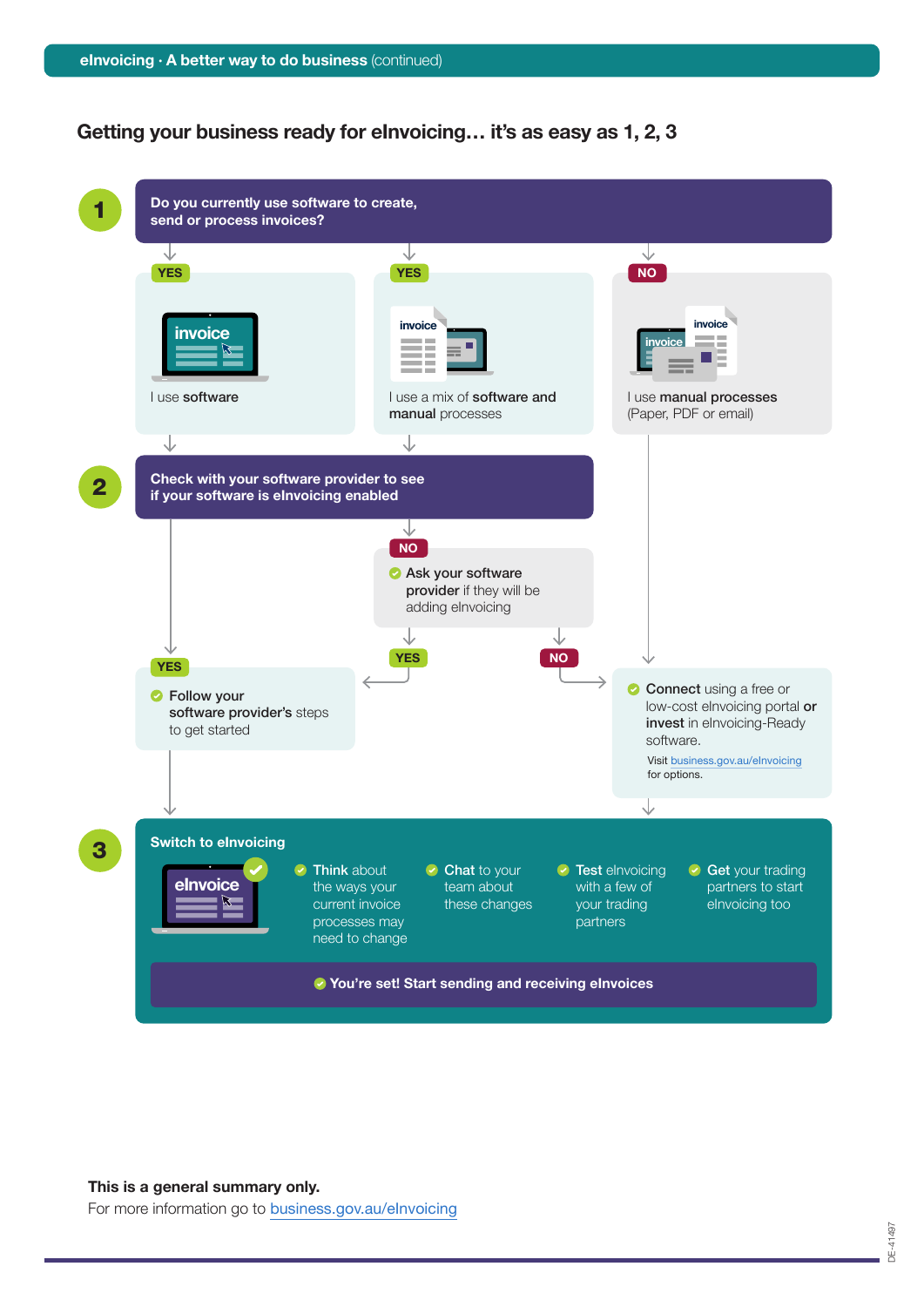## Getting your business ready for eInvoicing… it's as easy as 1, 2, 3

**1** **Do you currently use software to create, send or process invoices?**

**YES** — I use **software**

**YES** — I use a mix of **software and manual** processes

**NO** — I use **manual processes** (Paper, PDF or email)

**2** **Check with your software provider to see if your software is eInvoicing enabled**

**NO**
- **Ask your software provider** if they will be adding eInvoicing

**YES**
- **Follow your software provider's** steps to get started

**NO**
- **Connect** using a free or low-cost eInvoicing portal **or invest** in eInvoicing-Ready software.

Visit business.gov.au/eInvoicing for options.

**3** **Switch to eInvoicing**

- **Think** about the ways your current invoice processes may need to change
- **Chat** to your team about these changes
- **Test** eInvoicing with a few of your trading partners
- **Get** your trading partners to start eInvoicing too

**You're set! Start sending and receiving eInvoices**

**This is a general summary only.**

For more information go to business.gov.au/eInvoicing

DE-41497